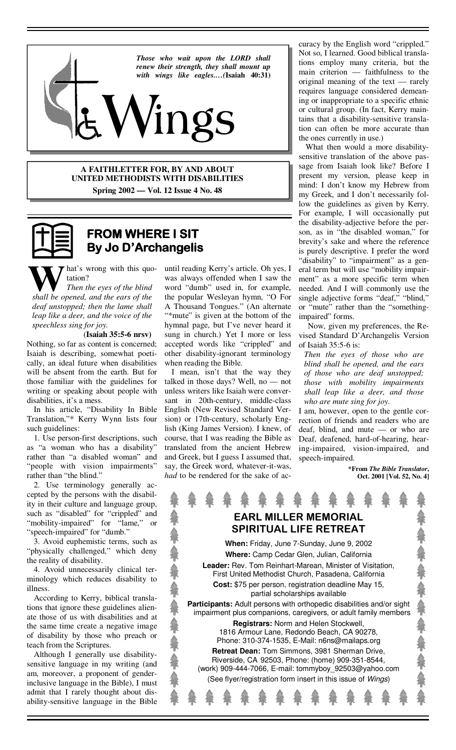*Those who wait upon the LORD shall renew their strength, they shall mount up with wings like eagles.…*(**Isaiah 40:31**)

# Wings

**A FAITHLETTER FOR, BY AND ABOUT UNITED METHODISTS WITH DISABILITIES**

**Spring 2002 — Vol. 12 Issue 4 No. 48**

## FROM WHERE I SIT
### By Jo D'Archangelis

What's wrong with this quotation?

*Then the eyes of the blind shall be opened, and the ears of the deaf unstopped; then the lame shall leap like a deer, and the voice of the speechless sing for joy.*

(**Isaiah 35:5-6 nrsv**)

Nothing, so far as content is concerned; Isaiah is describing, somewhat poetically, an ideal future when disabilities will be absent from the earth. But for those familiar with the guidelines for writing or speaking about people with disabilities, it's a mess.

In his article, "Disability In Bible Translation,"* Kerry Wynn lists four such guidelines:

1. Use person-first descriptions, such as "a woman who has a disability" rather than "a disabled woman" and "people with vision impairments" rather than "the blind."

2. Use terminology generally accepted by the persons with the disability in their culture and language group, such as "disabled" for "crippled" and "mobility-impaired" for "lame," or "speech-impaired" for "dumb."

3. Avoid euphemistic terms, such as "physically challenged," which deny the reality of disability.

4. Avoid unnecessarily clinical terminology which reduces disability to illness.

According to Kerry, biblical translations that ignore these guidelines alienate those of us with disabilities and at the same time create a negative image of disability by those who preach or teach from the Scriptures.

Although I generally use disability-sensitive language in my writing (and am, moreover, a proponent of gender-inclusive language in the Bible), I must admit that I rarely thought about disability-sensitive language in the Bible until reading Kerry's article. Oh yes, I was always offended when I saw the word "dumb" used in, for example, the popular Wesleyan hymn, "O For A Thousand Tongues." (An alternate "*mute" is given at the bottom of the hymnal page, but I've never heard it sung in church.) Yet I more or less accepted words like "crippled" and other disability-ignorant terminology when reading the Bible.

I mean, isn't that the way they talked in those days? Well, no — not unless writers like Isaiah were conversant in 20th-century, middle-class English (New Revised Standard Version) or 17th-century, scholarly English (King James Version). I knew, of course, that I was reading the Bible as translated from the ancient Hebrew and Greek, but I guess I assumed that, say, the Greek word, whatever-it-was, *had* to be rendered for the sake of accuracy by the English word "crippled." Not so, I learned. Good biblical translations employ many criteria, but the main criterion — faithfulness to the original meaning of the text — rarely requires language considered demeaning or inappropriate to a specific ethnic or cultural group. (In fact, Kerry maintains that a disability-sensitive translation can often be more accurate than the ones currently in use.)

What then would a more disability-sensitive translation of the above passage from Isaiah look like? Before I present my version, please keep in mind: I don't know my Hebrew from my Greek, and I don't necessarily follow the guidelines as given by Kerry. For example, I will occasionally put the disability-adjective before the person, as in "the disabled woman," for brevity's sake and where the reference is purely descriptive. I prefer the word "disability" to "impairment" as a general term but will use "mobility impairment" as a more specific term when needed. And I will commonly use the single adjective forms "deaf," "blind," or "mute" rather than the "something-impaired" forms.

Now, given my preferences, the Revised Standard D'Archangelis Version of Isaiah 35:5-6 is:

*Then the eyes of those who are blind shall be opened, and the ears of those who are deaf unstopped; those with mobility impairments shall leap like a deer, and those who are mute sing for joy.*

I am, however, open to the gentle correction of friends and readers who are deaf, blind, and mute — or who are Deaf, deafened, hard-of-hearing, hearing-impaired, vision-impaired, and speech-impaired.

**\*From *The Bible Translator*, Oct. 2001 [Vol. 52, No. 4]**

## EARL MILLER MEMORIAL SPIRITUAL LIFE RETREAT

**When:** Friday, June 7-Sunday, June 9, 2002

**Where:** Camp Cedar Glen, Julian, California

**Leader:** Rev. Tom Reinhart-Marean, Minister of Visitation, First United Methodist Church, Pasadena, California

**Cost:** $75 per person, registration deadline May 15, partial scholarships available

**Participants:** Adult persons with orthopedic disabilities and/or sight impairment plus companions, caregivers, or adult family members

**Registrars:** Norm and Helen Stockwell, 1816 Armour Lane, Redondo Beach, CA 90278, Phone: 310-374-1535, E-Mail: n6ns@mailaps.org

**Retreat Dean:** Tom Simmons, 3981 Sherman Drive, Riverside, CA 92503, Phone: (home) 909-351-8544, (work) 909-444-7066, E-mail: tommyboy_92503@yahoo.com

(See flyer/registration form insert in this issue of *Wings*)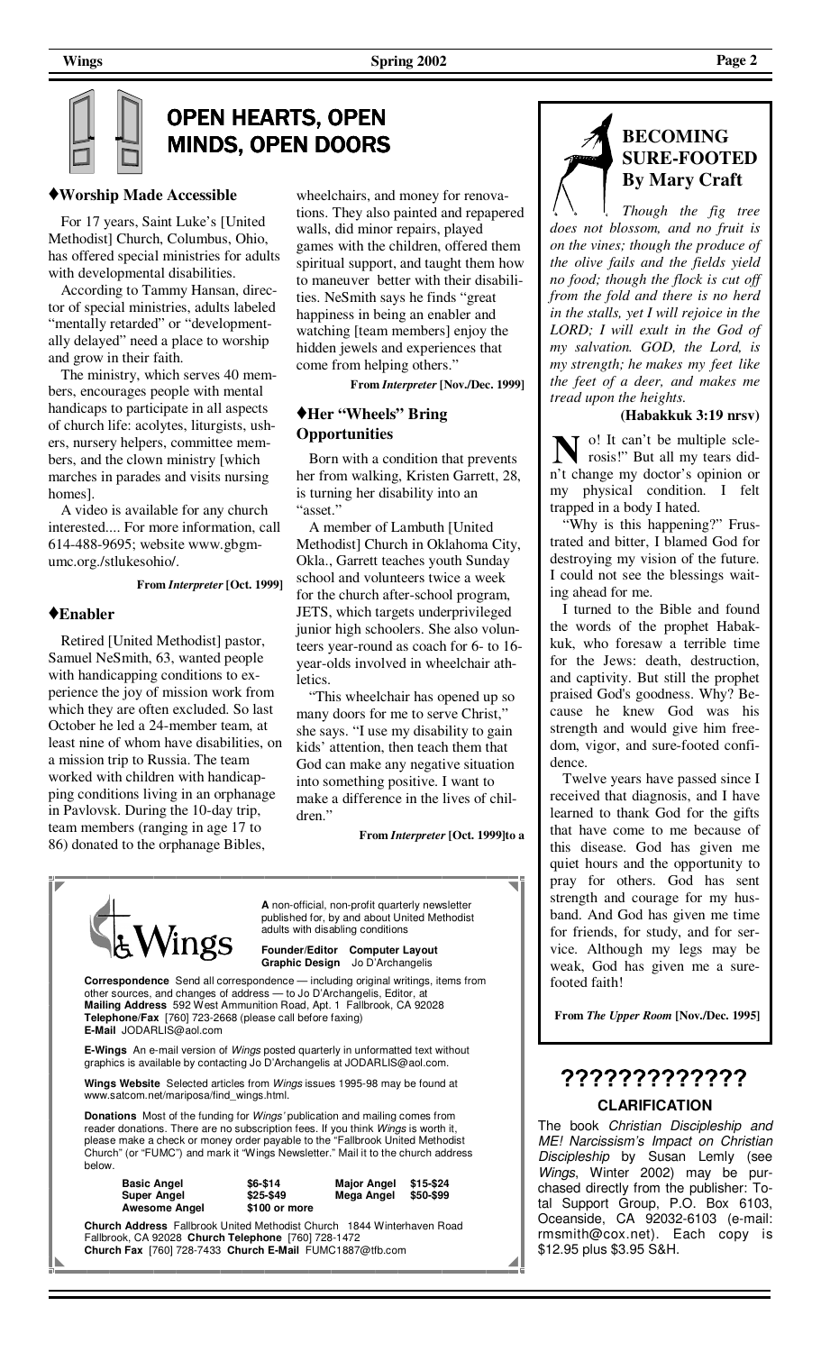# OPEN HEARTS, OPEN MINDS, OPEN DOORS

### ♦Worship Made Accessible

For 17 years, Saint Luke's [United Methodist] Church, Columbus, Ohio, has offered special ministries for adults with developmental disabilities.

According to Tammy Hansan, director of special ministries, adults labeled "mentally retarded" or "developmentally delayed" need a place to worship and grow in their faith.

The ministry, which serves 40 members, encourages people with mental handicaps to participate in all aspects of church life: acolytes, liturgists, ushers, nursery helpers, committee members, and the clown ministry [which marches in parades and visits nursing homes].

A video is available for any church interested.... For more information, call 614-488-9695; website www.gbgm-umc.org./stlukesohio/.

**From *Interpreter* [Oct. 1999]**

### ♦Enabler

Retired [United Methodist] pastor, Samuel NeSmith, 63, wanted people with handicapping conditions to experience the joy of mission work from which they are often excluded. So last October he led a 24-member team, at least nine of whom have disabilities, on a mission trip to Russia. The team worked with children with handicapping conditions living in an orphanage in Pavlovsk. During the 10-day trip, team members (ranging in age 17 to 86) donated to the orphanage Bibles, wheelchairs, and money for renovations. They also painted and repapered walls, did minor repairs, played games with the children, offered them spiritual support, and taught them how to maneuver better with their disabilities. NeSmith says he finds "great happiness in being an enabler and watching [team members] enjoy the hidden jewels and experiences that come from helping others."

**From *Interpreter* [Nov./Dec. 1999]**

### ♦Her "Wheels" Bring Opportunities

Born with a condition that prevents her from walking, Kristen Garrett, 28, is turning her disability into an "asset."

A member of Lambuth [United Methodist] Church in Oklahoma City, Okla., Garrett teaches youth Sunday school and volunteers twice a week for the church after-school program, JETS, which targets underprivileged junior high schoolers. She also volunteers year-round as coach for 6- to 16-year-olds involved in wheelchair athletics.

"This wheelchair has opened up so many doors for me to serve Christ," she says. "I use my disability to gain kids' attention, then teach them that God can make any negative situation into something positive. I want to make a difference in the lives of children."

**From *Interpreter* [Oct. 1999]to a**

---

**Wings**

**A** non-official, non-profit quarterly newsletter published for, by and about United Methodist adults with disabling conditions

**Founder/Editor Computer Layout Graphic Design** Jo D'Archangelis

**Correspondence** Send all correspondence — including original writings, items from other sources, and changes of address — to Jo D'Archangelis, Editor, at **Mailing Address** 592 West Ammunition Road, Apt. 1 Fallbrook, CA 92028 **Telephone/Fax** [760] 723-2668 (please call before faxing) **E-Mail** JODARLIS@aol.com

**E-Wings** An e-mail version of *Wings* posted quarterly in unformatted text without graphics is available by contacting Jo D'Archangelis at JODARLIS@aol.com.

**Wings Website** Selected articles from *Wings* issues 1995-98 may be found at www.satcom.net/mariposa/find_wings.html.

**Donations** Most of the funding for *Wings'* publication and mailing comes from reader donations. There are no subscription fees. If you think *Wings* is worth it, please make a check or money order payable to the "Fallbrook United Methodist Church" (or "FUMC") and mark it "Wings Newsletter." Mail it to the church address below.

| | | | |
|---|---|---|---|
| **Basic Angel** | $6-$14 | **Major Angel** | $15-$24 |
| **Super Angel** | $25-$49 | **Mega Angel** | $50-$99 |
| **Awesome Angel** | $100 or more | | |

**Church Address** Fallbrook United Methodist Church 1844 Winterhaven Road Fallbrook, CA 92028 **Church Telephone** [760] 728-1472 **Church Fax** [760] 728-7433 **Church E-Mail** FUMC1887@tfb.com

---

## BECOMING SURE-FOOTED By Mary Craft

*Though the fig tree does not blossom, and no fruit is on the vines; though the produce of the olive fails and the fields yield no food; though the flock is cut off from the fold and there is no herd in the stalls, yet I will rejoice in the LORD; I will exult in the God of my salvation. GOD, the Lord, is my strength; he makes my feet like the feet of a deer, and makes me tread upon the heights.*

**(Habakkuk 3:19 nrsv)**

No! It can't be multiple sclerosis!" But all my tears didn't change my doctor's opinion or my physical condition. I felt trapped in a body I hated.

"Why is this happening?" Frustrated and bitter, I blamed God for destroying my vision of the future. I could not see the blessings waiting ahead for me.

I turned to the Bible and found the words of the prophet Habakkuk, who foresaw a terrible time for the Jews: death, destruction, and captivity. But still the prophet praised God's goodness. Why? Because he knew God was his strength and would give him freedom, vigor, and sure-footed confidence.

Twelve years have passed since I received that diagnosis, and I have learned to thank God for the gifts that have come to me because of this disease. God has given me quiet hours and the opportunity to pray for others. God has sent strength and courage for my husband. And God has given me time for friends, for study, and for service. Although my legs may be weak, God has given me a sure-footed faith!

**From *The Upper Room* [Nov./Dec. 1995]**

---

## ?????????????

### CLARIFICATION

The book *Christian Discipleship and ME! Narcissism's Impact on Christian Discipleship* by Susan Lemly (see *Wings*, Winter 2002) may be purchased directly from the publisher: Total Support Group, P.O. Box 6103, Oceanside, CA 92032-6103 (e-mail: rmsmith@cox.net). Each copy is $12.95 plus $3.95 S&H.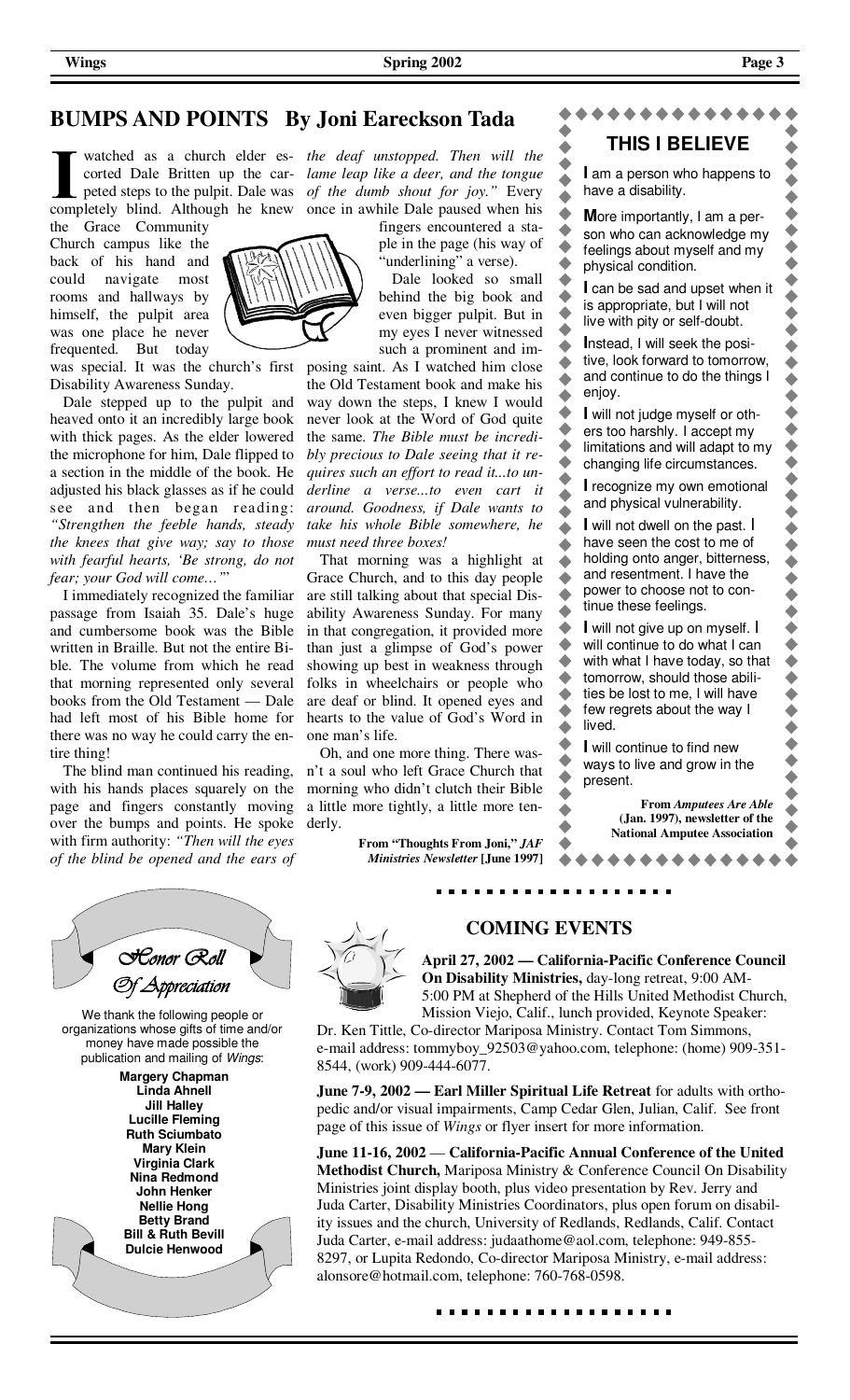## BUMPS AND POINTS   By Joni Eareckson Tada

I watched as a church elder escorted Dale Britten up the carpeted steps to the pulpit. Dale was completely blind. Although he knew the Grace Community Church campus like the back of his hand and could navigate most rooms and hallways by himself, the pulpit area was one place he never frequented. But today was special. It was the church's first Disability Awareness Sunday.

Dale stepped up to the pulpit and heaved onto it an incredibly large book with thick pages. As the elder lowered the microphone for him, Dale flipped to a section in the middle of the book. He adjusted his black glasses as if he could see and then began reading: *"Strengthen the feeble hands, steady the knees that give way; say to those with fearful hearts, 'Be strong, do not fear; your God will come…'"*

I immediately recognized the familiar passage from Isaiah 35. Dale's huge and cumbersome book was the Bible written in Braille. But not the entire Bible. The volume from which he read that morning represented only several books from the Old Testament — Dale had left most of his Bible home for there was no way he could carry the entire thing!

The blind man continued his reading, with his hands places squarely on the page and fingers constantly moving over the bumps and points. He spoke with firm authority: *"Then will the eyes of the blind be opened and the ears of the deaf unstopped. Then will the lame leap like a deer, and the tongue of the dumb shout for joy."* Every once in awhile Dale paused when his fingers encountered a staple in the page (his way of "underlining" a verse).

Dale looked so small behind the big book and even bigger pulpit. But in my eyes I never witnessed such a prominent and imposing saint. As I watched him close the Old Testament book and make his way down the steps, I knew I would never look at the Word of God quite the same. *The Bible must be incredibly precious to Dale seeing that it requires such an effort to read it...to underline a verse...to even cart it around. Goodness, if Dale wants to take his whole Bible somewhere, he must need three boxes!*

That morning was a highlight at Grace Church, and to this day people are still talking about that special Disability Awareness Sunday. For many in that congregation, it provided more than just a glimpse of God's power showing up best in weakness through folks in wheelchairs or people who are deaf or blind. It opened eyes and hearts to the value of God's Word in one man's life.

Oh, and one more thing. There wasn't a soul who left Grace Church that morning who didn't clutch their Bible a little more tightly, a little more tenderly.

**From "Thoughts From Joni," *JAF Ministries Newsletter* [June 1997]**

## THIS I BELIEVE

I am a person who happens to have a disability.

More importantly, I am a person who can acknowledge my feelings about myself and my physical condition.

I can be sad and upset when it is appropriate, but I will not live with pity or self-doubt.

Instead, I will seek the positive, look forward to tomorrow, and continue to do the things I enjoy.

I will not judge myself or others too harshly. I accept my limitations and will adapt to my changing life circumstances.

I recognize my own emotional and physical vulnerability.

I will not dwell on the past. I have seen the cost to me of holding onto anger, bitterness, and resentment. I have the power to choose not to continue these feelings.

I will not give up on myself. I will continue to do what I can with what I have today, so that tomorrow, should those abilities be lost to me, I will have few regrets about the way I lived.

I will continue to find new ways to live and grow in the present.

**From *Amputees Are Able* (Jan. 1997), newsletter of the National Amputee Association**

## Honor Roll Of Appreciation

We thank the following people or organizations whose gifts of time and/or money have made possible the publication and mailing of *Wings*:

**Margery Chapman**
**Linda Ahnell**
**Jill Halley**
**Lucille Fleming**
**Ruth Sciumbato**
**Mary Klein**
**Virginia Clark**
**Nina Redmond**
**John Henker**
**Nellie Hong**
**Betty Brand**
**Bill & Ruth Bevill**
**Dulcie Henwood**

## COMING EVENTS

**April 27, 2002 — California-Pacific Conference Council On Disability Ministries,** day-long retreat, 9:00 AM-5:00 PM at Shepherd of the Hills United Methodist Church, Mission Viejo, Calif., lunch provided, Keynote Speaker: Dr. Ken Tittle, Co-director Mariposa Ministry. Contact Tom Simmons, e-mail address: tommyboy_92503@yahoo.com, telephone: (home) 909-351-8544, (work) 909-444-6077.

**June 7-9, 2002 — Earl Miller Spiritual Life Retreat** for adults with orthopedic and/or visual impairments, Camp Cedar Glen, Julian, Calif. See front page of this issue of *Wings* or flyer insert for more information.

**June 11-16, 2002** — **California-Pacific Annual Conference of the United Methodist Church,** Mariposa Ministry & Conference Council On Disability Ministries joint display booth, plus video presentation by Rev. Jerry and Juda Carter, Disability Ministries Coordinators, plus open forum on disability issues and the church, University of Redlands, Redlands, Calif. Contact Juda Carter, e-mail address: judaathome@aol.com, telephone: 949-855-8297, or Lupita Redondo, Co-director Mariposa Ministry, e-mail address: alonsore@hotmail.com, telephone: 760-768-0598.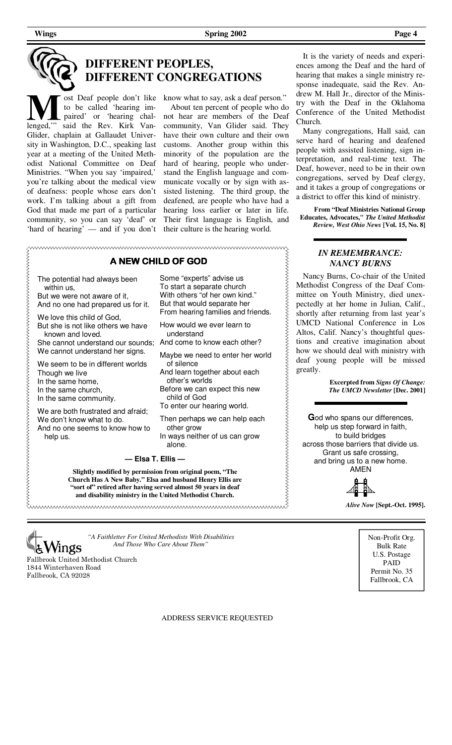## DIFFERENT PEOPLES, DIFFERENT CONGREGATIONS

Most Deaf people don't like to be called 'hearing impaired' or 'hearing challenged,'" said the Rev. Kirk VanGlider, chaplain at Gallaudet University in Washington, D.C., speaking last year at a meeting of the United Methodist National Committee on Deaf Ministries. "When you say 'impaired,' you're talking about the medical view of deafness: people whose ears don't work. I'm talking about a gift from God that made me part of a particular community, so you can say 'deaf' or 'hard of hearing' — and if you don't know what to say, ask a deaf person."

About ten percent of people who do not hear are members of the Deaf community, Van Glider said. They have their own culture and their own customs. Another group within this minority of the population are the hard of hearing, people who understand the English language and communicate vocally or by sign with assisted listening. The third group, the deafened, are people who have had a hearing loss earlier or later in life. Their first language is English, and their culture is the hearing world.

It is the variety of needs and experiences among the Deaf and the hard of hearing that makes a single ministry response inadequate, said the Rev. Andrew M. Hall Jr., director of the Ministry with the Deaf in the Oklahoma Conference of the United Methodist Church.

Many congregations, Hall said, can serve hard of hearing and deafened people with assisted listening, sign interpretation, and real-time text. The Deaf, however, need to be in their own congregations, served by Deaf clergy, and it takes a group of congregations or a district to offer this kind of ministry.

**From "Deaf Ministries National Group Educates, Advocates,"** ***The United Methodist Review, West Ohio News*** **[Vol. 15, No. 8]**

### A NEW CHILD OF GOD

The potential had always been within us,
But we were not aware of it,
And no one had prepared us for it.

We love this child of God,
But she is not like others we have known and loved.
She cannot understand our sounds;
We cannot understand her signs.

We seem to be in different worlds
Though we live
In the same home,
In the same church,
In the same community.

We are both frustrated and afraid;
We don't know what to do.
And no one seems to know how to help us.

Some "experts" advise us
To start a separate church
With others "of her own kind."
But that would separate her
From hearing families and friends.

How would we ever learn to understand
And come to know each other?

Maybe we need to enter her world of silence
And learn together about each other's worlds
Before we can expect this new child of God
To enter our hearing world.

Then perhaps we can help each other grow
In ways neither of us can grow alone.

**— Elsa T. Ellis —**

**Slightly modified by permission from original poem, "The Church Has A New Baby." Elsa and husband Henry Ellis are "sort of" retired after having served almost 50 years in deaf and disability ministry in the United Methodist Church.**

### *IN REMEMBRANCE: NANCY BURNS*

Nancy Burns, Co-chair of the United Methodist Congress of the Deaf Committee on Youth Ministry, died unexpectedly at her home in Julian, Calif., shortly after returning from last year's UMCD National Conference in Los Altos, Calif. Nancy's thoughtful questions and creative imagination about how we should deal with ministry with deaf young people will be missed greatly.

**Excerpted from** ***Signs Of Change: The UMCD Newsletter*** **[Dec. 2001]**

God who spans our differences,
help us step forward in faith,
to build bridges
across those barriers that divide us.
Grant us safe crossing,
and bring us to a new home.
AMEN

***Alive Now*** **[Sept.-Oct. 1995].**

Wings

*"A Faithletter For United Methodists With Disabilities And Those Who Care About Them"*

Fallbrook United Methodist Church
1844 Winterhaven Road
Fallbrook, CA 92028

Non-Profit Org.
Bulk Rate
U.S. Postage
PAID
Permit No. 35
Fallbrook, CA

ADDRESS SERVICE REQUESTED